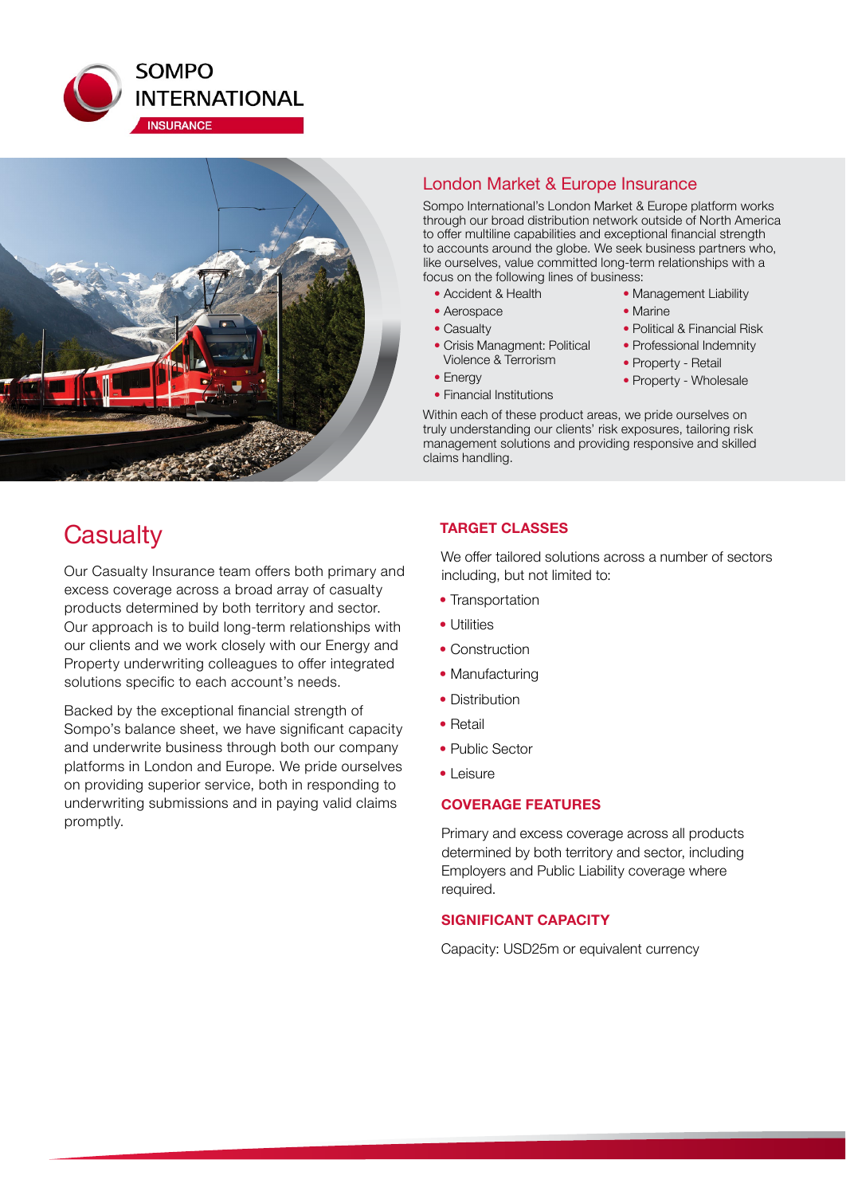SOMPO INTERNATIONAL

INSURANCE

## London Market & Europe Insurance

Sompo International's London Market & Europe platform works through our broad distribution network outside of North America to offer multiline capabilities and exceptional financial strength to accounts around the globe. We seek business partners who, like ourselves, value committed long-term relationships with a focus on the following lines of business:

- Accident & Health
- Aerospace
- Casualty
- Crisis Managment: Political Violence & Terrorism
- Energy
- Financial Institutions
- Management Liability
- Marine
- Political & Financial Risk
- Professional Indemnity
- Property - Retail
- Property - Wholesale

Within each of these product areas, we pride ourselves on truly understanding our clients' risk exposures, tailoring risk management solutions and providing responsive and skilled claims handling.

# Casualty

Our Casualty Insurance team offers both primary and excess coverage across a broad array of casualty products determined by both territory and sector. Our approach is to build long-term relationships with our clients and we work closely with our Energy and Property underwriting colleagues to offer integrated solutions specific to each account's needs.

Backed by the exceptional financial strength of Sompo's balance sheet, we have significant capacity and underwrite business through both our company platforms in London and Europe. We pride ourselves on providing superior service, both in responding to underwriting submissions and in paying valid claims promptly.

### TARGET CLASSES

We offer tailored solutions across a number of sectors including, but not limited to:

- Transportation
- Utilities
- Construction
- Manufacturing
- Distribution
- Retail
- Public Sector
- Leisure

### COVERAGE FEATURES

Primary and excess coverage across all products determined by both territory and sector, including Employers and Public Liability coverage where required.

### SIGNIFICANT CAPACITY

Capacity: USD25m or equivalent currency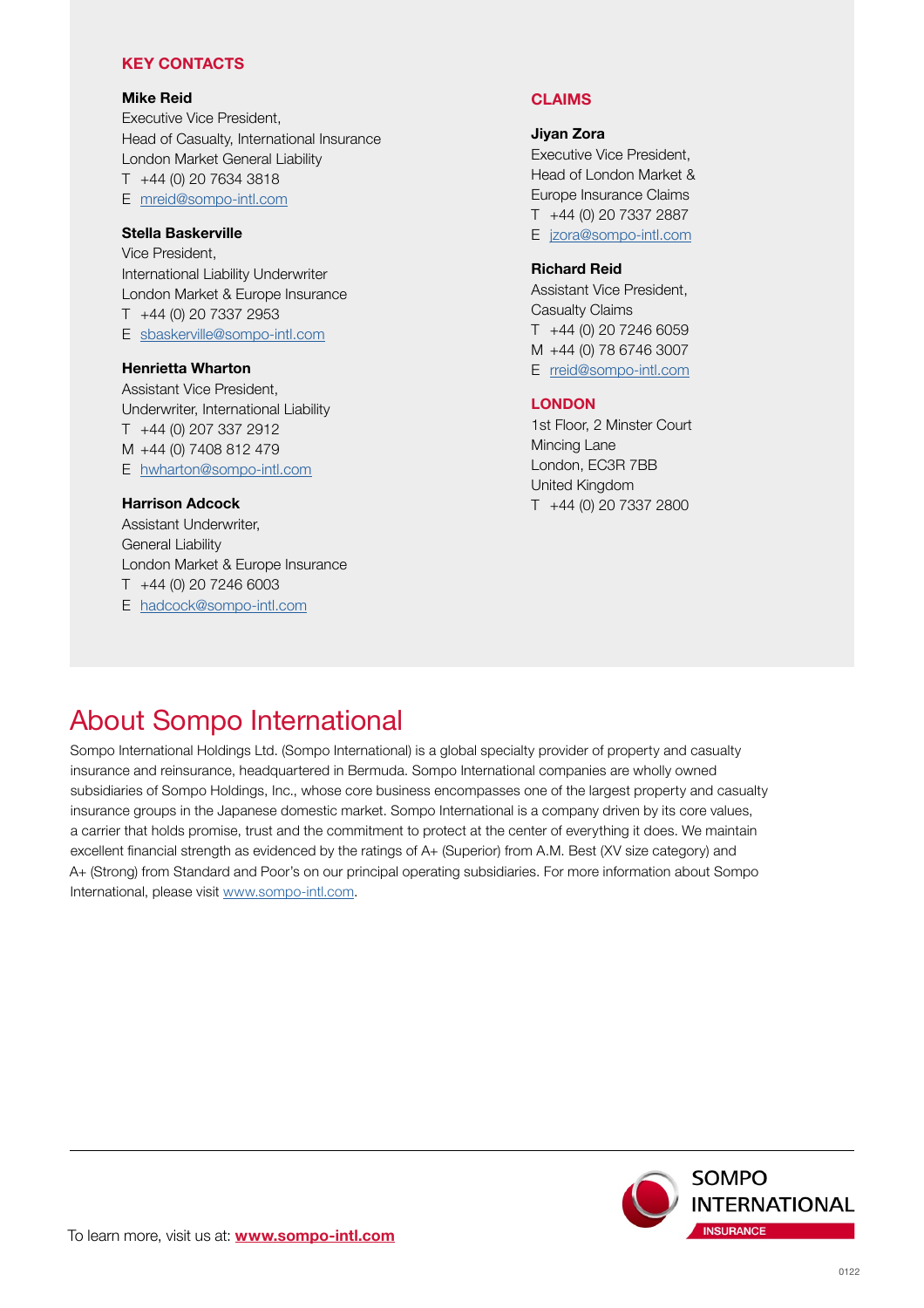## KEY CONTACTS

**Mike Reid**
Executive Vice President,
Head of Casualty, International Insurance
London Market General Liability
T +44 (0) 20 7634 3818
E mreid@sompo-intl.com

**Stella Baskerville**
Vice President,
International Liability Underwriter
London Market & Europe Insurance
T +44 (0) 20 7337 2953
E sbaskerville@sompo-intl.com

**Henrietta Wharton**
Assistant Vice President,
Underwriter, International Liability
T +44 (0) 207 337 2912
M +44 (0) 7408 812 479
E hwharton@sompo-intl.com

**Harrison Adcock**
Assistant Underwriter,
General Liability
London Market & Europe Insurance
T +44 (0) 20 7246 6003
E hadcock@sompo-intl.com

## CLAIMS

**Jiyan Zora**
Executive Vice President,
Head of London Market &
Europe Insurance Claims
T +44 (0) 20 7337 2887
E jzora@sompo-intl.com

**Richard Reid**
Assistant Vice President,
Casualty Claims
T +44 (0) 20 7246 6059
M +44 (0) 78 6746 3007
E rreid@sompo-intl.com

## LONDON

1st Floor, 2 Minster Court
Mincing Lane
London, EC3R 7BB
United Kingdom
T +44 (0) 20 7337 2800

# About Sompo International

Sompo International Holdings Ltd. (Sompo International) is a global specialty provider of property and casualty insurance and reinsurance, headquartered in Bermuda. Sompo International companies are wholly owned subsidiaries of Sompo Holdings, Inc., whose core business encompasses one of the largest property and casualty insurance groups in the Japanese domestic market. Sompo International is a company driven by its core values, a carrier that holds promise, trust and the commitment to protect at the center of everything it does. We maintain excellent financial strength as evidenced by the ratings of A+ (Superior) from A.M. Best (XV size category) and A+ (Strong) from Standard and Poor's on our principal operating subsidiaries. For more information about Sompo International, please visit www.sompo-intl.com.

To learn more, visit us at: **www.sompo-intl.com**

SOMPO INTERNATIONAL
INSURANCE

0122